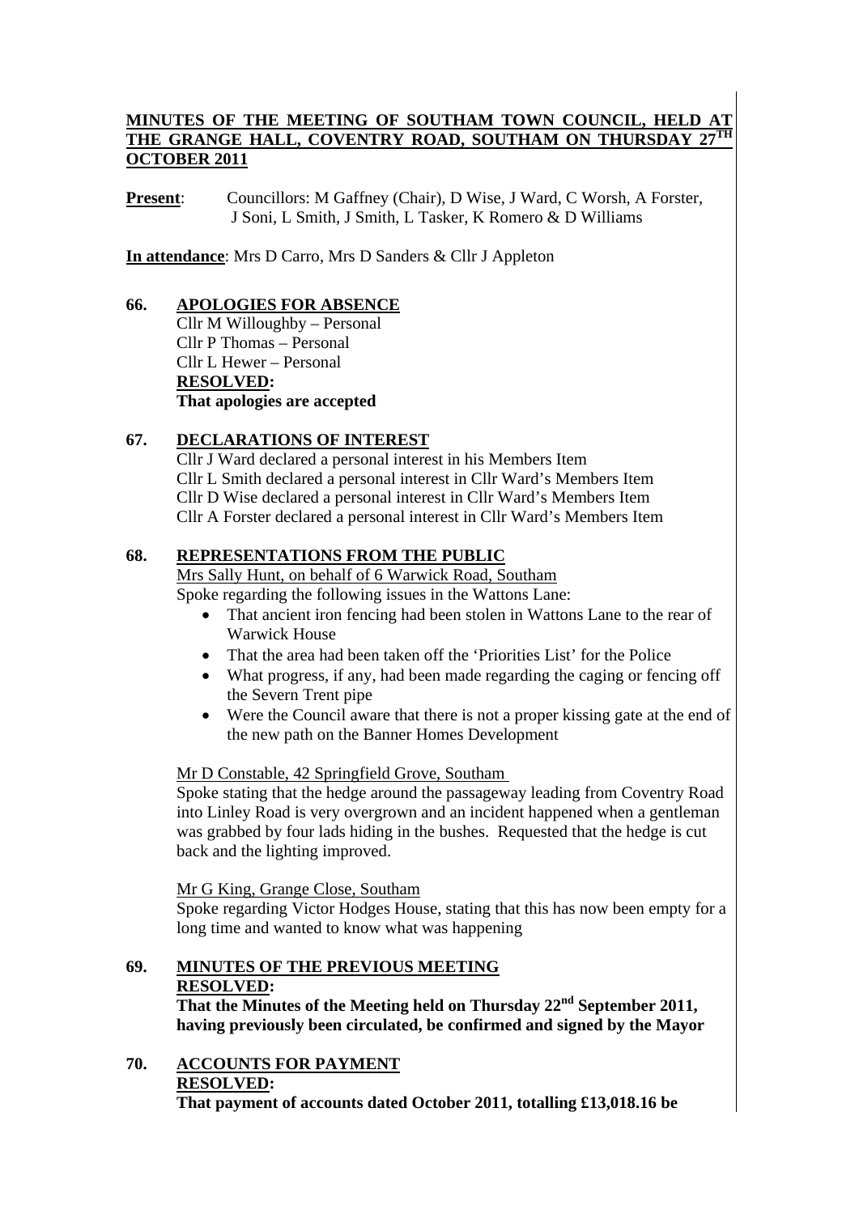# MINUTES OF THE MEETING OF SOUTHAM TOWN COUNCIL, HELD AT THE GRANGE HALL, COVENTRY ROAD, SOUTHAM ON THURSDAY 27TH OCTOBER 2011

**Present**: Councillors: M Gaffney (Chair), D Wise, J Ward, C Worsh, A Forster, J Soni, L Smith, J Smith, L Tasker, K Romero & D Williams

**In attendance**: Mrs D Carro, Mrs D Sanders & Cllr J Appleton

## 66. APOLOGIES FOR ABSENCE

Cllr M Willoughby – Personal
Cllr P Thomas – Personal
Cllr L Hewer – Personal

**RESOLVED:**
**That apologies are accepted**

## 67. DECLARATIONS OF INTEREST

Cllr J Ward declared a personal interest in his Members Item
Cllr L Smith declared a personal interest in Cllr Ward's Members Item
Cllr D Wise declared a personal interest in Cllr Ward's Members Item
Cllr A Forster declared a personal interest in Cllr Ward's Members Item

## 68. REPRESENTATIONS FROM THE PUBLIC

Mrs Sally Hunt, on behalf of 6 Warwick Road, Southam
Spoke regarding the following issues in the Wattons Lane:

- That ancient iron fencing had been stolen in Wattons Lane to the rear of Warwick House
- That the area had been taken off the 'Priorities List' for the Police
- What progress, if any, had been made regarding the caging or fencing off the Severn Trent pipe
- Were the Council aware that there is not a proper kissing gate at the end of the new path on the Banner Homes Development

Mr D Constable, 42 Springfield Grove, Southam
Spoke stating that the hedge around the passageway leading from Coventry Road into Linley Road is very overgrown and an incident happened when a gentleman was grabbed by four lads hiding in the bushes. Requested that the hedge is cut back and the lighting improved.

Mr G King, Grange Close, Southam
Spoke regarding Victor Hodges House, stating that this has now been empty for a long time and wanted to know what was happening

## 69. MINUTES OF THE PREVIOUS MEETING

**RESOLVED:**
**That the Minutes of the Meeting held on Thursday 22nd September 2011, having previously been circulated, be confirmed and signed by the Mayor**

## 70. ACCOUNTS FOR PAYMENT

**RESOLVED:**
**That payment of accounts dated October 2011, totalling £13,018.16 be**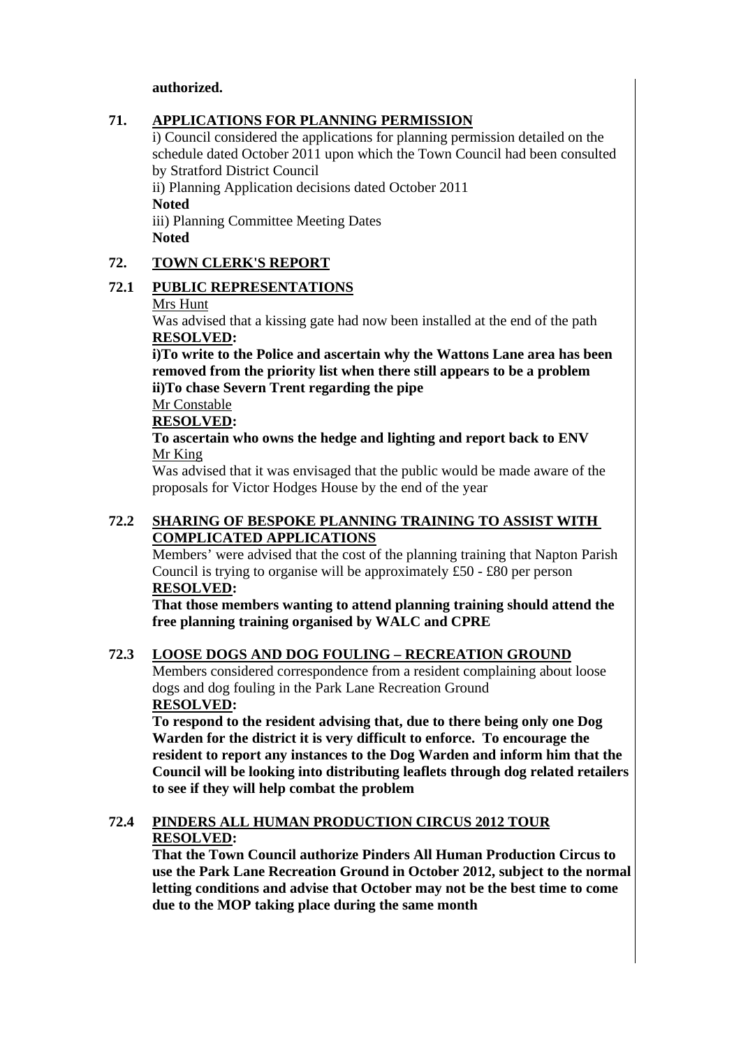**authorized.**

## 71. APPLICATIONS FOR PLANNING PERMISSION

i) Council considered the applications for planning permission detailed on the schedule dated October 2011 upon which the Town Council had been consulted by Stratford District Council

ii) Planning Application decisions dated October 2011

**Noted**

iii) Planning Committee Meeting Dates

**Noted**

## 72. TOWN CLERK'S REPORT

### 72.1 PUBLIC REPRESENTATIONS

Mrs Hunt

Was advised that a kissing gate had now been installed at the end of the path

**RESOLVED:**

**i)To write to the Police and ascertain why the Wattons Lane area has been removed from the priority list when there still appears to be a problem**

**ii)To chase Severn Trent regarding the pipe**

Mr Constable

**RESOLVED:**

**To ascertain who owns the hedge and lighting and report back to ENV**

Mr King

Was advised that it was envisaged that the public would be made aware of the proposals for Victor Hodges House by the end of the year

### 72.2 SHARING OF BESPOKE PLANNING TRAINING TO ASSIST WITH COMPLICATED APPLICATIONS

Members' were advised that the cost of the planning training that Napton Parish Council is trying to organise will be approximately £50 - £80 per person

**RESOLVED:**

**That those members wanting to attend planning training should attend the free planning training organised by WALC and CPRE**

### 72.3 LOOSE DOGS AND DOG FOULING – RECREATION GROUND

Members considered correspondence from a resident complaining about loose dogs and dog fouling in the Park Lane Recreation Ground

**RESOLVED:**

**To respond to the resident advising that, due to there being only one Dog Warden for the district it is very difficult to enforce. To encourage the resident to report any instances to the Dog Warden and inform him that the Council will be looking into distributing leaflets through dog related retailers to see if they will help combat the problem**

### 72.4 PINDERS ALL HUMAN PRODUCTION CIRCUS 2012 TOUR

**RESOLVED:**

**That the Town Council authorize Pinders All Human Production Circus to use the Park Lane Recreation Ground in October 2012, subject to the normal letting conditions and advise that October may not be the best time to come due to the MOP taking place during the same month**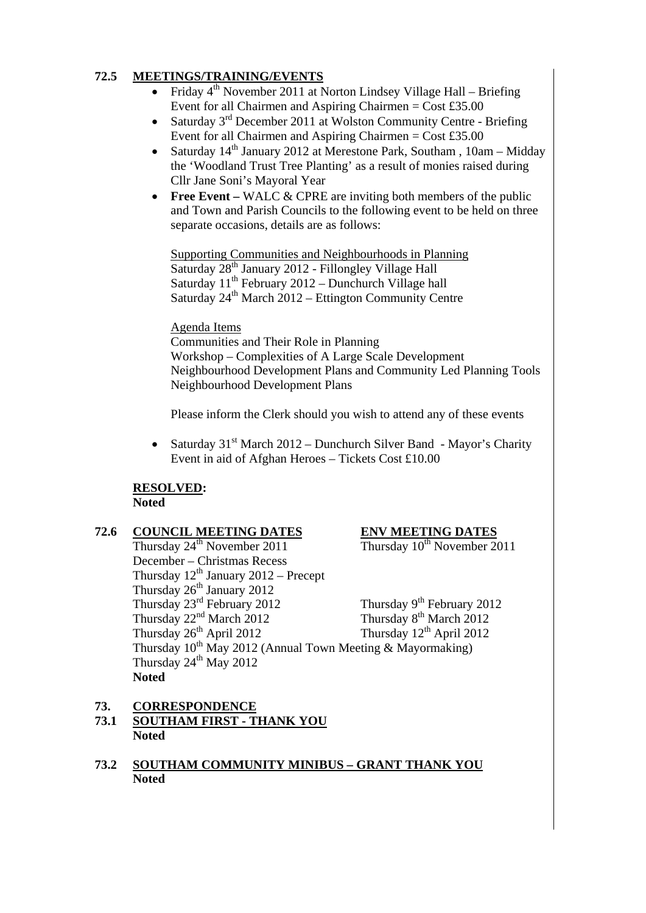## 72.5 MEETINGS/TRAINING/EVENTS

- Friday 4th November 2011 at Norton Lindsey Village Hall – Briefing Event for all Chairmen and Aspiring Chairmen = Cost £35.00
- Saturday 3rd December 2011 at Wolston Community Centre - Briefing Event for all Chairmen and Aspiring Chairmen = Cost £35.00
- Saturday 14th January 2012 at Merestone Park, Southam , 10am – Midday the 'Woodland Trust Tree Planting' as a result of monies raised during Cllr Jane Soni's Mayoral Year
- **Free Event –** WALC & CPRE are inviting both members of the public and Town and Parish Councils to the following event to be held on three separate occasions, details are as follows:

  Supporting Communities and Neighbourhoods in Planning
  Saturday 28th January 2012 - Fillongley Village Hall
  Saturday 11th February 2012 – Dunchurch Village hall
  Saturday 24th March 2012 – Ettington Community Centre

  Agenda Items
  Communities and Their Role in Planning
  Workshop – Complexities of A Large Scale Development
  Neighbourhood Development Plans and Community Led Planning Tools
  Neighbourhood Development Plans

  Please inform the Clerk should you wish to attend any of these events

- Saturday 31st March 2012 – Dunchurch Silver Band - Mayor's Charity Event in aid of Afghan Heroes – Tickets Cost £10.00

**RESOLVED:**
**Noted**

## 72.6 COUNCIL MEETING DATES

| COUNCIL MEETING DATES | ENV MEETING DATES |
|---|---|
| Thursday 24th November 2011 | Thursday 10th November 2011 |
| December – Christmas Recess | |
| Thursday 12th January 2012 – Precept | |
| Thursday 26th January 2012 | |
| Thursday 23rd February 2012 | Thursday 9th February 2012 |
| Thursday 22nd March 2012 | Thursday 8th March 2012 |
| Thursday 26th April 2012 | Thursday 12th April 2012 |
| Thursday 10th May 2012 (Annual Town Meeting & Mayormaking) | |
| Thursday 24th May 2012 | |

**Noted**

## 73. CORRESPONDENCE

### 73.1 SOUTHAM FIRST - THANK YOU

**Noted**

### 73.2 SOUTHAM COMMUNITY MINIBUS – GRANT THANK YOU

**Noted**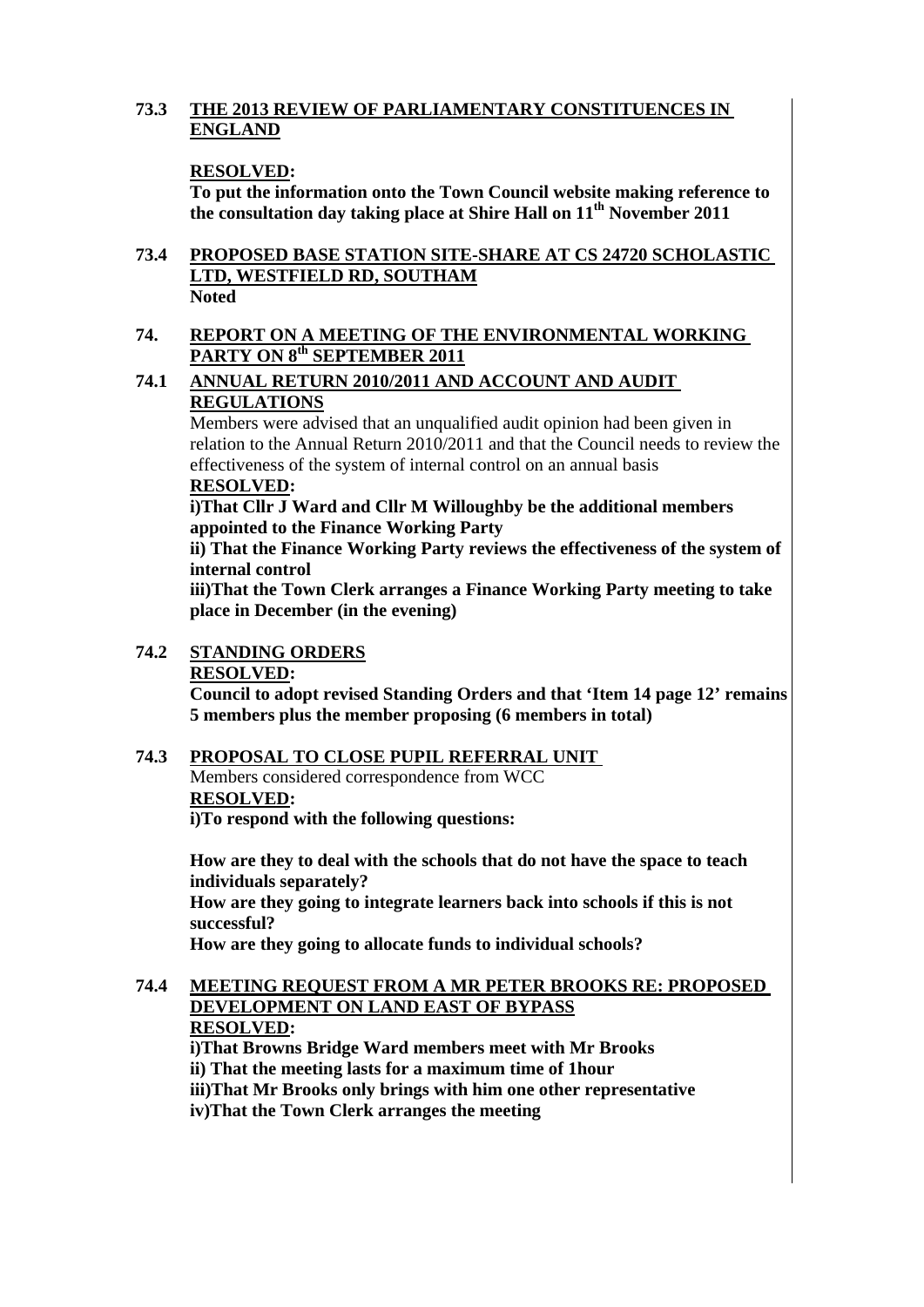**73.3 THE 2013 REVIEW OF PARLIAMENTARY CONSTITUENCIES IN ENGLAND**

**RESOLVED:**

**To put the information onto the Town Council website making reference to the consultation day taking place at Shire Hall on 11th November 2011**

**73.4 PROPOSED BASE STATION SITE-SHARE AT CS 24720 SCHOLASTIC LTD, WESTFIELD RD, SOUTHAM**

**Noted**

**74. REPORT ON A MEETING OF THE ENVIRONMENTAL WORKING PARTY ON 8th SEPTEMBER 2011**

**74.1 ANNUAL RETURN 2010/2011 AND ACCOUNT AND AUDIT REGULATIONS**

Members were advised that an unqualified audit opinion had been given in relation to the Annual Return 2010/2011 and that the Council needs to review the effectiveness of the system of internal control on an annual basis

**RESOLVED:**

**i)That Cllr J Ward and Cllr M Willoughby be the additional members appointed to the Finance Working Party**

**ii) That the Finance Working Party reviews the effectiveness of the system of internal control**

**iii)That the Town Clerk arranges a Finance Working Party meeting to take place in December (in the evening)**

**74.2 STANDING ORDERS**

**RESOLVED:**

**Council to adopt revised Standing Orders and that 'Item 14 page 12' remains 5 members plus the member proposing (6 members in total)**

**74.3 PROPOSAL TO CLOSE PUPIL REFERRAL UNIT**

Members considered correspondence from WCC

**RESOLVED:**

**i)To respond with the following questions:**

**How are they to deal with the schools that do not have the space to teach individuals separately?**

**How are they going to integrate learners back into schools if this is not successful?**

**How are they going to allocate funds to individual schools?**

**74.4 MEETING REQUEST FROM A MR PETER BROOKS RE: PROPOSED DEVELOPMENT ON LAND EAST OF BYPASS**

**RESOLVED:**

**i)That Browns Bridge Ward members meet with Mr Brooks**

**ii) That the meeting lasts for a maximum time of 1hour**

**iii)That Mr Brooks only brings with him one other representative**

**iv)That the Town Clerk arranges the meeting**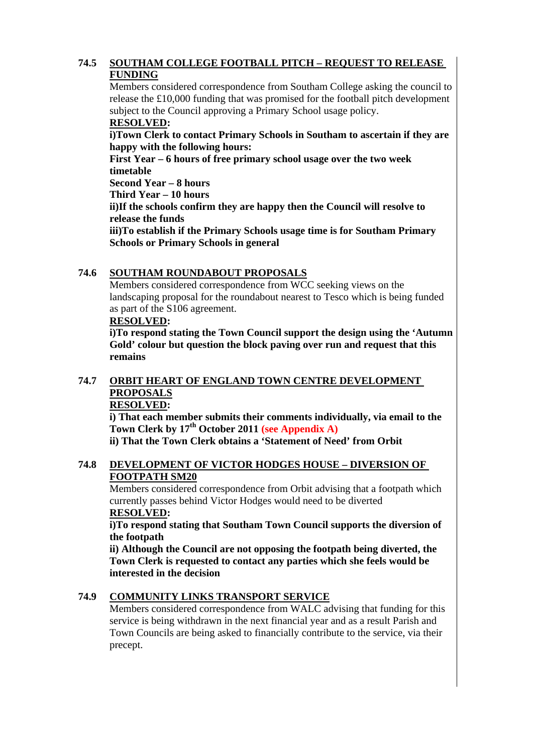## 74.5 SOUTHAM COLLEGE FOOTBALL PITCH – REQUEST TO RELEASE FUNDING

Members considered correspondence from Southam College asking the council to release the £10,000 funding that was promised for the football pitch development subject to the Council approving a Primary School usage policy.

**RESOLVED:**

**i)Town Clerk to contact Primary Schools in Southam to ascertain if they are happy with the following hours:**

**First Year – 6 hours of free primary school usage over the two week timetable**

**Second Year – 8 hours**

**Third Year – 10 hours**

**ii)If the schools confirm they are happy then the Council will resolve to release the funds**

**iii)To establish if the Primary Schools usage time is for Southam Primary Schools or Primary Schools in general**

## 74.6 SOUTHAM ROUNDABOUT PROPOSALS

Members considered correspondence from WCC seeking views on the landscaping proposal for the roundabout nearest to Tesco which is being funded as part of the S106 agreement.

**RESOLVED:**

**i)To respond stating the Town Council support the design using the 'Autumn Gold' colour but question the block paving over run and request that this remains**

## 74.7 ORBIT HEART OF ENGLAND TOWN CENTRE DEVELOPMENT PROPOSALS

**RESOLVED:**

**i) That each member submits their comments individually, via email to the Town Clerk by 17th October 2011 (see Appendix A)**

**ii) That the Town Clerk obtains a 'Statement of Need' from Orbit**

## 74.8 DEVELOPMENT OF VICTOR HODGES HOUSE – DIVERSION OF FOOTPATH SM20

Members considered correspondence from Orbit advising that a footpath which currently passes behind Victor Hodges would need to be diverted

**RESOLVED:**

**i)To respond stating that Southam Town Council supports the diversion of the footpath**

**ii) Although the Council are not opposing the footpath being diverted, the Town Clerk is requested to contact any parties which she feels would be interested in the decision**

## 74.9 COMMUNITY LINKS TRANSPORT SERVICE

Members considered correspondence from WALC advising that funding for this service is being withdrawn in the next financial year and as a result Parish and Town Councils are being asked to financially contribute to the service, via their precept.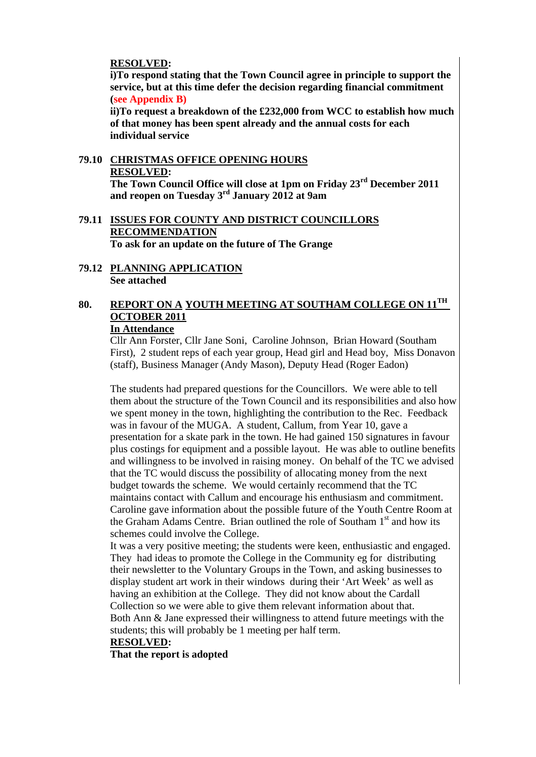**RESOLVED:**

**i)To respond stating that the Town Council agree in principle to support the service, but at this time defer the decision regarding financial commitment (see Appendix B)**

**ii)To request a breakdown of the £232,000 from WCC to establish how much of that money has been spent already and the annual costs for each individual service**

**79.10 CHRISTMAS OFFICE OPENING HOURS**

**RESOLVED:**

**The Town Council Office will close at 1pm on Friday 23rd December 2011 and reopen on Tuesday 3rd January 2012 at 9am**

**79.11 ISSUES FOR COUNTY AND DISTRICT COUNCILLORS**

**RECOMMENDATION**

**To ask for an update on the future of The Grange**

**79.12 PLANNING APPLICATION**

**See attached**

## 80. REPORT ON A YOUTH MEETING AT SOUTHAM COLLEGE ON 11TH OCTOBER 2011

**In Attendance**

Cllr Ann Forster, Cllr Jane Soni, Caroline Johnson, Brian Howard (Southam First), 2 student reps of each year group, Head girl and Head boy, Miss Donavon (staff), Business Manager (Andy Mason), Deputy Head (Roger Eadon)

The students had prepared questions for the Councillors. We were able to tell them about the structure of the Town Council and its responsibilities and also how we spent money in the town, highlighting the contribution to the Rec. Feedback was in favour of the MUGA. A student, Callum, from Year 10, gave a presentation for a skate park in the town. He had gained 150 signatures in favour plus costings for equipment and a possible layout. He was able to outline benefits and willingness to be involved in raising money. On behalf of the TC we advised that the TC would discuss the possibility of allocating money from the next budget towards the scheme. We would certainly recommend that the TC maintains contact with Callum and encourage his enthusiasm and commitment. Caroline gave information about the possible future of the Youth Centre Room at the Graham Adams Centre. Brian outlined the role of Southam 1st and how its schemes could involve the College.

It was a very positive meeting; the students were keen, enthusiastic and engaged. They had ideas to promote the College in the Community eg for distributing their newsletter to the Voluntary Groups in the Town, and asking businesses to display student art work in their windows during their 'Art Week' as well as having an exhibition at the College. They did not know about the Cardall Collection so we were able to give them relevant information about that.

Both Ann & Jane expressed their willingness to attend future meetings with the students; this will probably be 1 meeting per half term.

**RESOLVED:**

**That the report is adopted**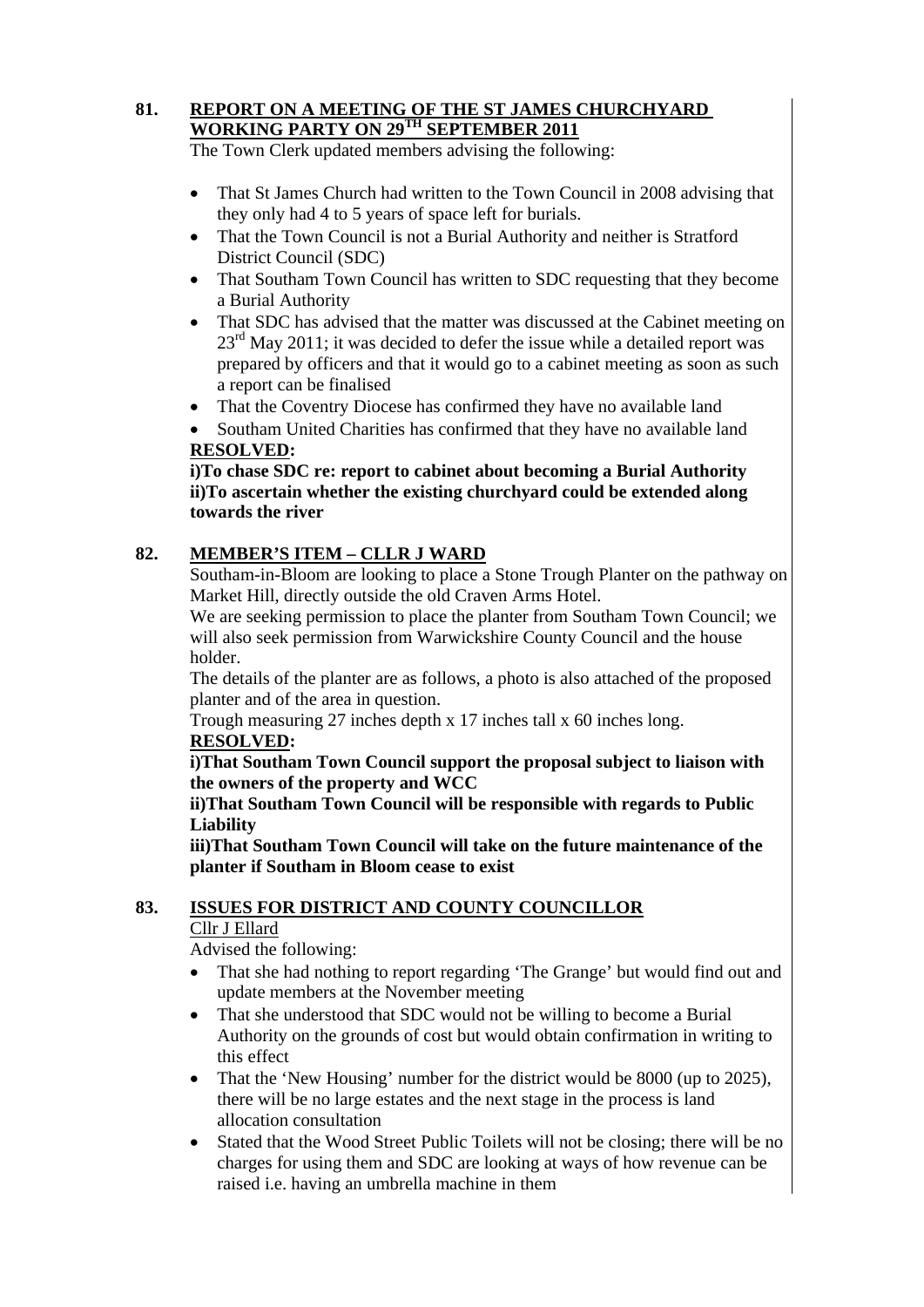## 81. REPORT ON A MEETING OF THE ST JAMES CHURCHYARD WORKING PARTY ON 29TH SEPTEMBER 2011

The Town Clerk updated members advising the following:

- That St James Church had written to the Town Council in 2008 advising that they only had 4 to 5 years of space left for burials.
- That the Town Council is not a Burial Authority and neither is Stratford District Council (SDC)
- That Southam Town Council has written to SDC requesting that they become a Burial Authority
- That SDC has advised that the matter was discussed at the Cabinet meeting on 23rd May 2011; it was decided to defer the issue while a detailed report was prepared by officers and that it would go to a cabinet meeting as soon as such a report can be finalised
- That the Coventry Diocese has confirmed they have no available land
- Southam United Charities has confirmed that they have no available land

**RESOLVED:**

**i)To chase SDC re: report to cabinet about becoming a Burial Authority**
**ii)To ascertain whether the existing churchyard could be extended along towards the river**

## 82. MEMBER'S ITEM – CLLR J WARD

Southam-in-Bloom are looking to place a Stone Trough Planter on the pathway on Market Hill, directly outside the old Craven Arms Hotel.

We are seeking permission to place the planter from Southam Town Council; we will also seek permission from Warwickshire County Council and the house holder.

The details of the planter are as follows, a photo is also attached of the proposed planter and of the area in question.

Trough measuring 27 inches depth x 17 inches tall x 60 inches long.

**RESOLVED:**

**i)That Southam Town Council support the proposal subject to liaison with the owners of the property and WCC**
**ii)That Southam Town Council will be responsible with regards to Public Liability**
**iii)That Southam Town Council will take on the future maintenance of the planter if Southam in Bloom cease to exist**

## 83. ISSUES FOR DISTRICT AND COUNTY COUNCILLOR

Cllr J Ellard

Advised the following:

- That she had nothing to report regarding 'The Grange' but would find out and update members at the November meeting
- That she understood that SDC would not be willing to become a Burial Authority on the grounds of cost but would obtain confirmation in writing to this effect
- That the 'New Housing' number for the district would be 8000 (up to 2025), there will be no large estates and the next stage in the process is land allocation consultation
- Stated that the Wood Street Public Toilets will not be closing; there will be no charges for using them and SDC are looking at ways of how revenue can be raised i.e. having an umbrella machine in them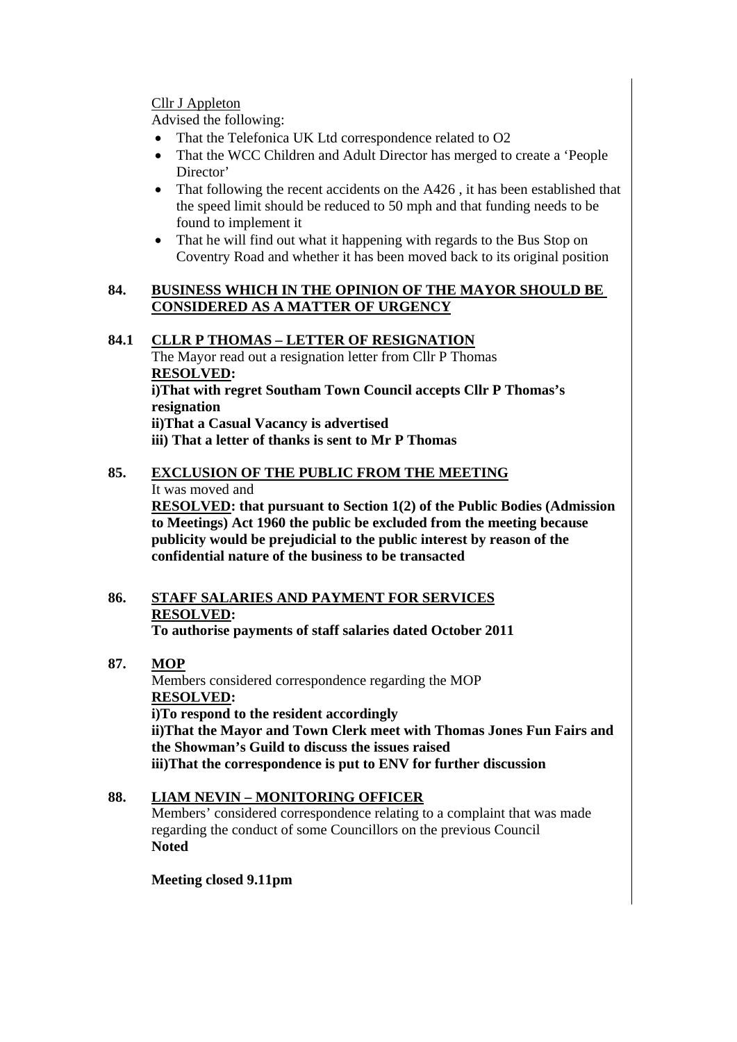Cllr J Appleton

Advised the following:

- That the Telefonica UK Ltd correspondence related to O2
- That the WCC Children and Adult Director has merged to create a 'People Director'
- That following the recent accidents on the A426 , it has been established that the speed limit should be reduced to 50 mph and that funding needs to be found to implement it
- That he will find out what it happening with regards to the Bus Stop on Coventry Road and whether it has been moved back to its original position

**84. BUSINESS WHICH IN THE OPINION OF THE MAYOR SHOULD BE CONSIDERED AS A MATTER OF URGENCY**

**84.1 CLLR P THOMAS – LETTER OF RESIGNATION**

The Mayor read out a resignation letter from Cllr P Thomas

**RESOLVED:**

**i)That with regret Southam Town Council accepts Cllr P Thomas's resignation**

**ii)That a Casual Vacancy is advertised**

**iii) That a letter of thanks is sent to Mr P Thomas**

**85. EXCLUSION OF THE PUBLIC FROM THE MEETING**

It was moved and

**RESOLVED: that pursuant to Section 1(2) of the Public Bodies (Admission to Meetings) Act 1960 the public be excluded from the meeting because publicity would be prejudicial to the public interest by reason of the confidential nature of the business to be transacted**

**86. STAFF SALARIES AND PAYMENT FOR SERVICES**

**RESOLVED:**

**To authorise payments of staff salaries dated October 2011**

**87. MOP**

Members considered correspondence regarding the MOP

**RESOLVED:**

**i)To respond to the resident accordingly**

**ii)That the Mayor and Town Clerk meet with Thomas Jones Fun Fairs and the Showman's Guild to discuss the issues raised**

**iii)That the correspondence is put to ENV for further discussion**

**88. LIAM NEVIN – MONITORING OFFICER**

Members' considered correspondence relating to a complaint that was made regarding the conduct of some Councillors on the previous Council

**Noted**

**Meeting closed 9.11pm**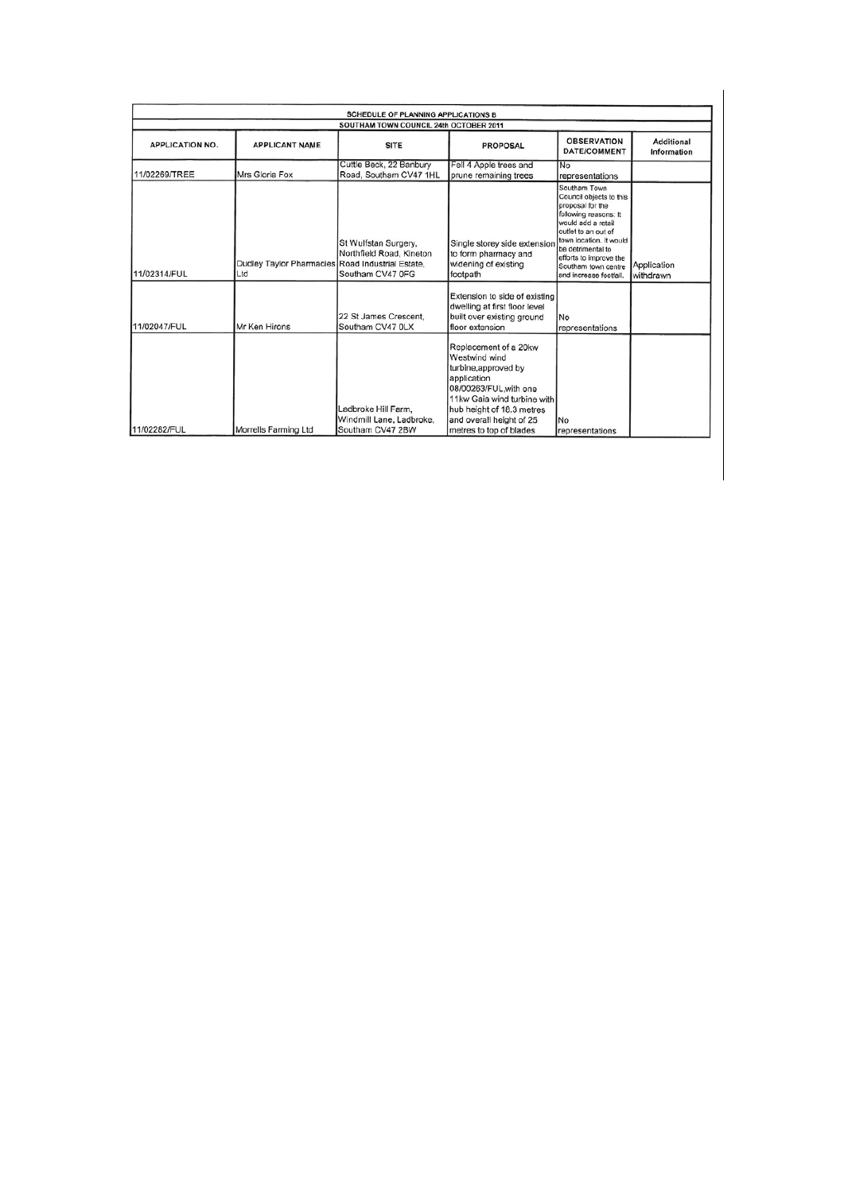| SCHEDULE OF PLANNING APPLICATIONS B | | | | | |
|---|---|---|---|---|---|
| SOUTHAM TOWN COUNCIL 24th OCTOBER 2011 | | | | | |
| APPLICATION NO. | APPLICANT NAME | SITE | PROPOSAL | OBSERVATION DATE/COMMENT | Additional Information |
| 11/02269/TREE | Mrs Gloria Fox | Cuttle Beck, 22 Banbury Road, Southam CV47 1HL | Fell 4 Apple trees and prune remaining trees | No representations | |
| 11/02314/FUL | Dudley Taylor Pharmacies Ltd | St Wulfstan Surgery, Northfield Road, Kineton Road Industrial Estate, Southam CV47 0FG | Single storey side extension to form pharmacy and widening of existing footpath | Southam Town Council objects to this proposal for the following reasons: It would add a retail outlet to an out of town location. It would be detrimental to efforts to improve the Southam town centre and increase footfall. | Application withdrawn |
| 11/02047/FUL | Mr Ken Hirons | 22 St James Crescent, Southam CV47 0LX | Extension to side of existing dwelling at first floor level built over existing ground floor extension | No representations | |
| 11/02282/FUL | Morrells Farming Ltd | Ladbroke Hill Farm, Windmill Lane, Ladbroke, Southam CV47 2BW | Replacement of a 20kw Westwind wind turbine,approved by application 08/00263/FUL,with one 11kw Gaia wind turbine with hub height of 18.3 metres and overall height of 25 metres to top of blades | No representations | |